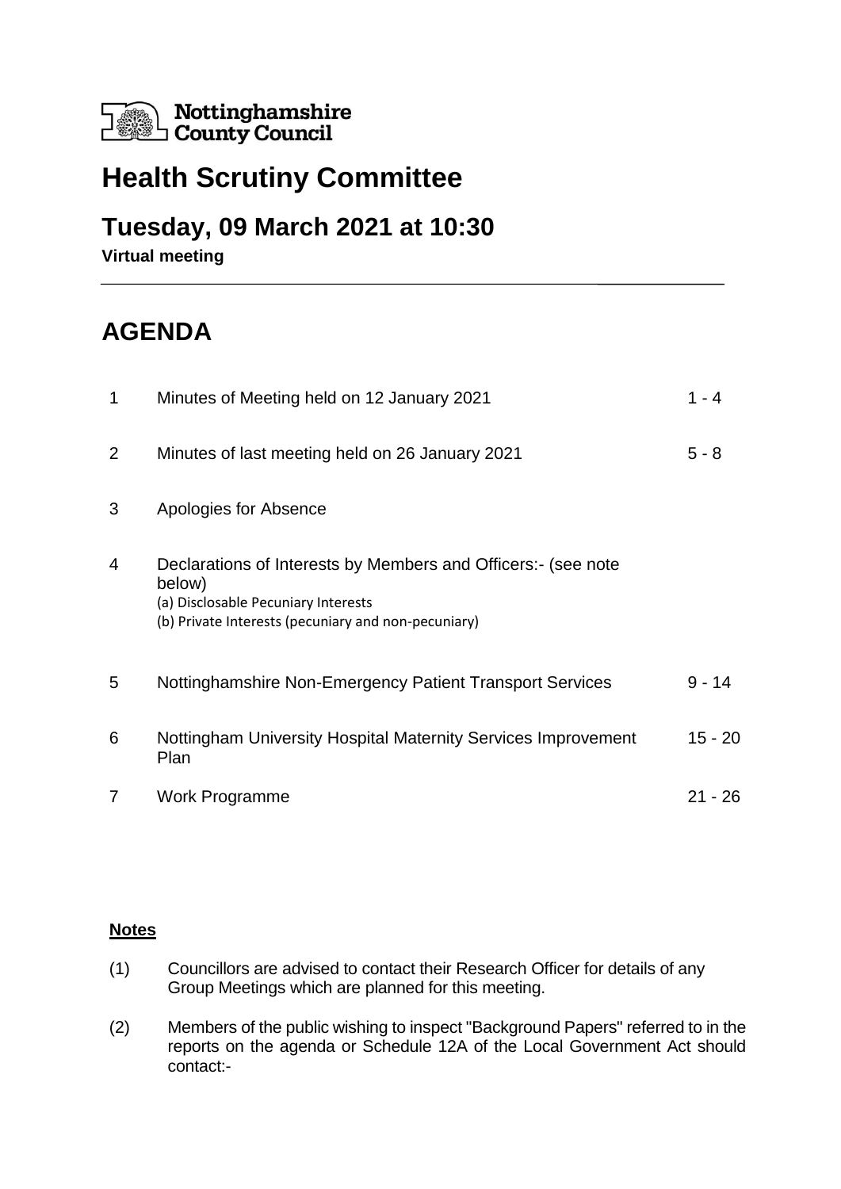Nottinghamshire County Council

# Health Scrutiny Committee

## Tuesday, 09 March 2021 at 10:30

**Virtual meeting**

# AGENDA

| | | |
|---|---|---|
| 1 | Minutes of Meeting held on 12 January 2021 | 1 - 4 |
| 2 | Minutes of last meeting held on 26 January 2021 | 5 - 8 |
| 3 | Apologies for Absence | |
| 4 | Declarations of Interests by Members and Officers:- (see note below)<br>(a) Disclosable Pecuniary Interests<br>(b) Private Interests (pecuniary and non-pecuniary) | |
| 5 | Nottinghamshire Non-Emergency Patient Transport Services | 9 - 14 |
| 6 | Nottingham University Hospital Maternity Services Improvement Plan | 15 - 20 |
| 7 | Work Programme | 21 - 26 |

**Notes**

(1) Councillors are advised to contact their Research Officer for details of any Group Meetings which are planned for this meeting.

(2) Members of the public wishing to inspect "Background Papers" referred to in the reports on the agenda or Schedule 12A of the Local Government Act should contact:-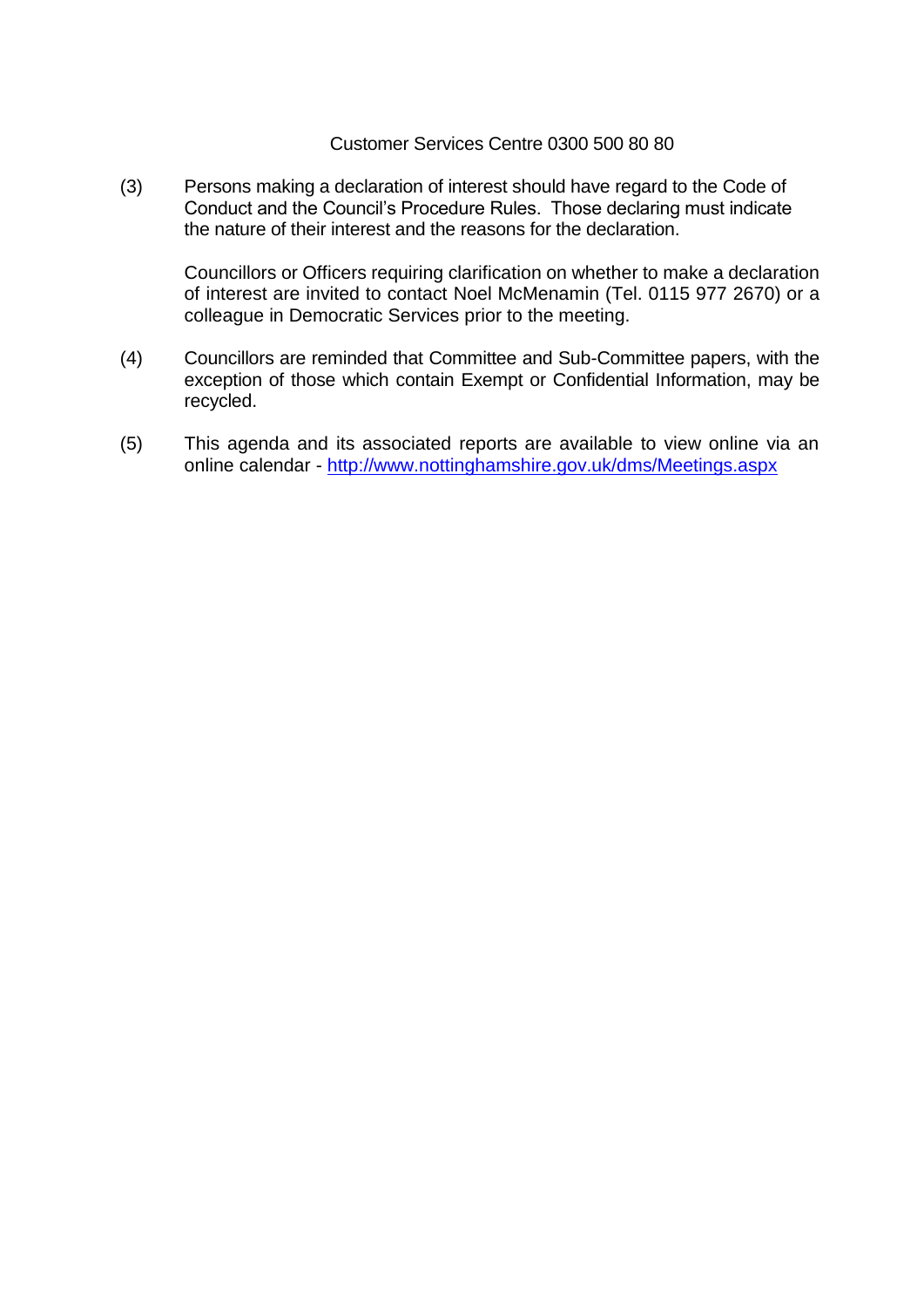Customer Services Centre 0300 500 80 80

(3) Persons making a declaration of interest should have regard to the Code of Conduct and the Council's Procedure Rules. Those declaring must indicate the nature of their interest and the reasons for the declaration.

Councillors or Officers requiring clarification on whether to make a declaration of interest are invited to contact Noel McMenamin (Tel. 0115 977 2670) or a colleague in Democratic Services prior to the meeting.

(4) Councillors are reminded that Committee and Sub-Committee papers, with the exception of those which contain Exempt or Confidential Information, may be recycled.

(5) This agenda and its associated reports are available to view online via an online calendar - [http://www.nottinghamshire.gov.uk/dms/Meetings.aspx](http://www.nottinghamshire.gov.uk/dms/Meetings.aspx)